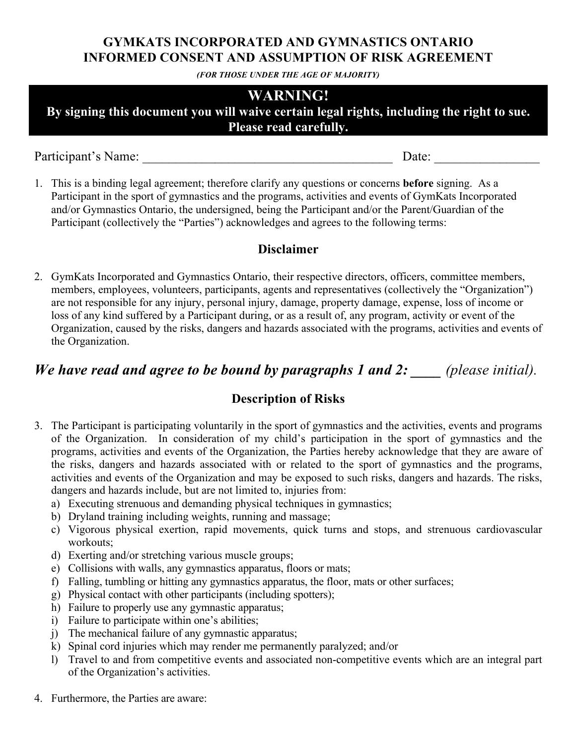# GYMKATS INCORPORATED AND GYMNASTICS ONTARIO
# INFORMED CONSENT AND ASSUMPTION OF RISK AGREEMENT

***(FOR THOSE UNDER THE AGE OF MAJORITY)***

## WARNING!

**By signing this document you will waive certain legal rights, including the right to sue. Please read carefully.**

Participant's Name: _______________________________________ Date: ________________

1. This is a binding legal agreement; therefore clarify any questions or concerns **before** signing. As a Participant in the sport of gymnastics and the programs, activities and events of GymKats Incorporated and/or Gymnastics Ontario, the undersigned, being the Participant and/or the Parent/Guardian of the Participant (collectively the "Parties") acknowledges and agrees to the following terms:

### Disclaimer

2. GymKats Incorporated and Gymnastics Ontario, their respective directors, officers, committee members, members, employees, volunteers, participants, agents and representatives (collectively the "Organization") are not responsible for any injury, personal injury, damage, property damage, expense, loss of income or loss of any kind suffered by a Participant during, or as a result of, any program, activity or event of the Organization, caused by the risks, dangers and hazards associated with the programs, activities and events of the Organization.

***We have read and agree to be bound by paragraphs 1 and 2: ____*** *(please initial).*

### Description of Risks

3. The Participant is participating voluntarily in the sport of gymnastics and the activities, events and programs of the Organization. In consideration of my child's participation in the sport of gymnastics and the programs, activities and events of the Organization, the Parties hereby acknowledge that they are aware of the risks, dangers and hazards associated with or related to the sport of gymnastics and the programs, activities and events of the Organization and may be exposed to such risks, dangers and hazards. The risks, dangers and hazards include, but are not limited to, injuries from:
   a) Executing strenuous and demanding physical techniques in gymnastics;
   b) Dryland training including weights, running and massage;
   c) Vigorous physical exertion, rapid movements, quick turns and stops, and strenuous cardiovascular workouts;
   d) Exerting and/or stretching various muscle groups;
   e) Collisions with walls, any gymnastics apparatus, floors or mats;
   f) Falling, tumbling or hitting any gymnastics apparatus, the floor, mats or other surfaces;
   g) Physical contact with other participants (including spotters);
   h) Failure to properly use any gymnastic apparatus;
   i) Failure to participate within one's abilities;
   j) The mechanical failure of any gymnastic apparatus;
   k) Spinal cord injuries which may render me permanently paralyzed; and/or
   l) Travel to and from competitive events and associated non-competitive events which are an integral part of the Organization's activities.

4. Furthermore, the Parties are aware: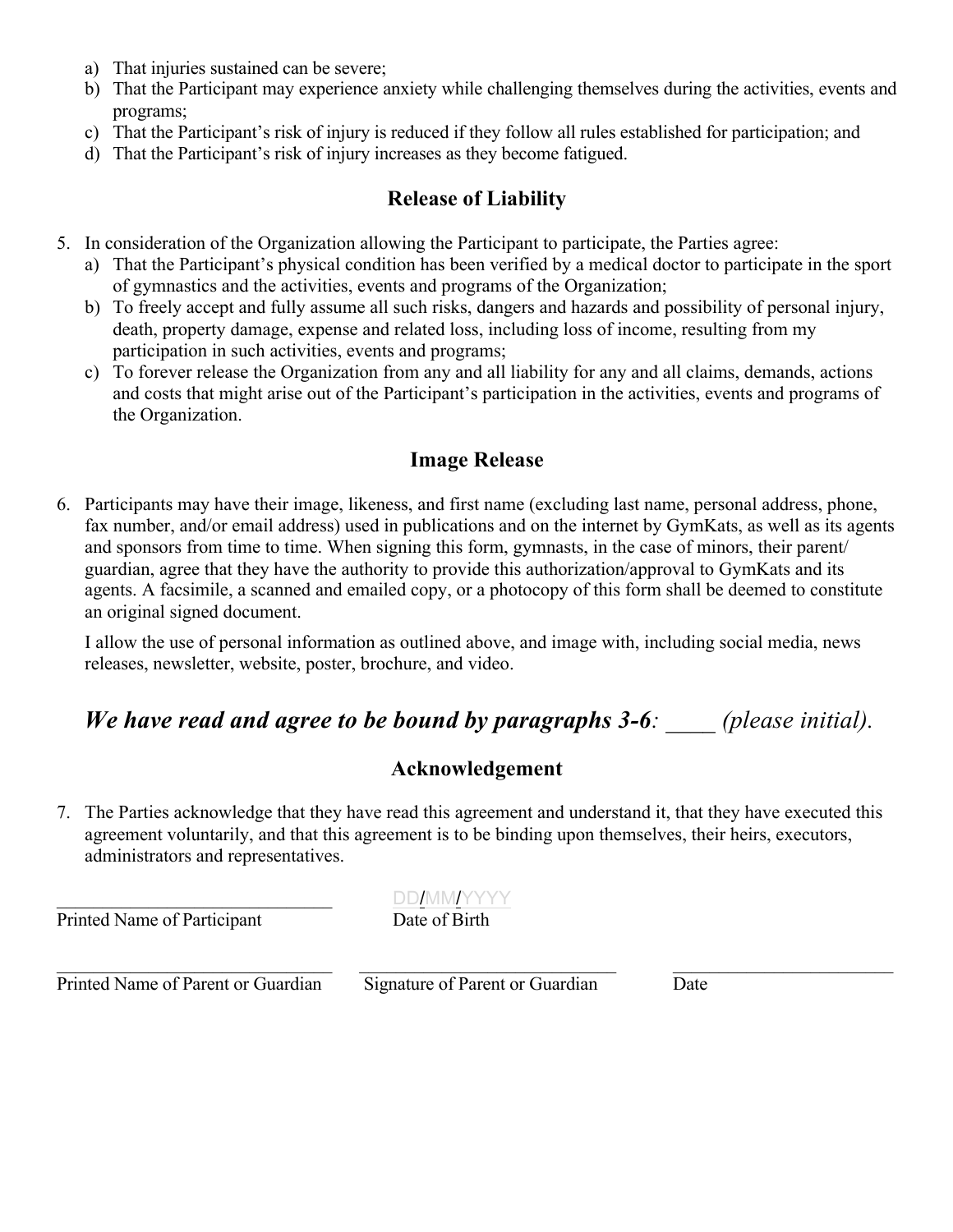a) That injuries sustained can be severe;
b) That the Participant may experience anxiety while challenging themselves during the activities, events and programs;
c) That the Participant's risk of injury is reduced if they follow all rules established for participation; and
d) That the Participant's risk of injury increases as they become fatigued.

## Release of Liability

5. In consideration of the Organization allowing the Participant to participate, the Parties agree:
   a) That the Participant's physical condition has been verified by a medical doctor to participate in the sport of gymnastics and the activities, events and programs of the Organization;
   b) To freely accept and fully assume all such risks, dangers and hazards and possibility of personal injury, death, property damage, expense and related loss, including loss of income, resulting from my participation in such activities, events and programs;
   c) To forever release the Organization from any and all liability for any and all claims, demands, actions and costs that might arise out of the Participant's participation in the activities, events and programs of the Organization.

## Image Release

6. Participants may have their image, likeness, and first name (excluding last name, personal address, phone, fax number, and/or email address) used in publications and on the internet by GymKats, as well as its agents and sponsors from time to time. When signing this form, gymnasts, in the case of minors, their parent/ guardian, agree that they have the authority to provide this authorization/approval to GymKats and its agents. A facsimile, a scanned and emailed copy, or a photocopy of this form shall be deemed to constitute an original signed document.

   I allow the use of personal information as outlined above, and image with, including social media, news releases, newsletter, website, poster, brochure, and video.

***We have read and agree to be bound by paragraphs 3-6**: ____ (please initial).*

## Acknowledgement

7. The Parties acknowledge that they have read this agreement and understand it, that they have executed this agreement voluntarily, and that this agreement is to be binding upon themselves, their heirs, executors, administrators and representatives.

______________________________ DD/MM/YYYY

Printed Name of Participant Date of Birth

______________________________ ______________________________ ________________________

Printed Name of Parent or Guardian Signature of Parent or Guardian Date